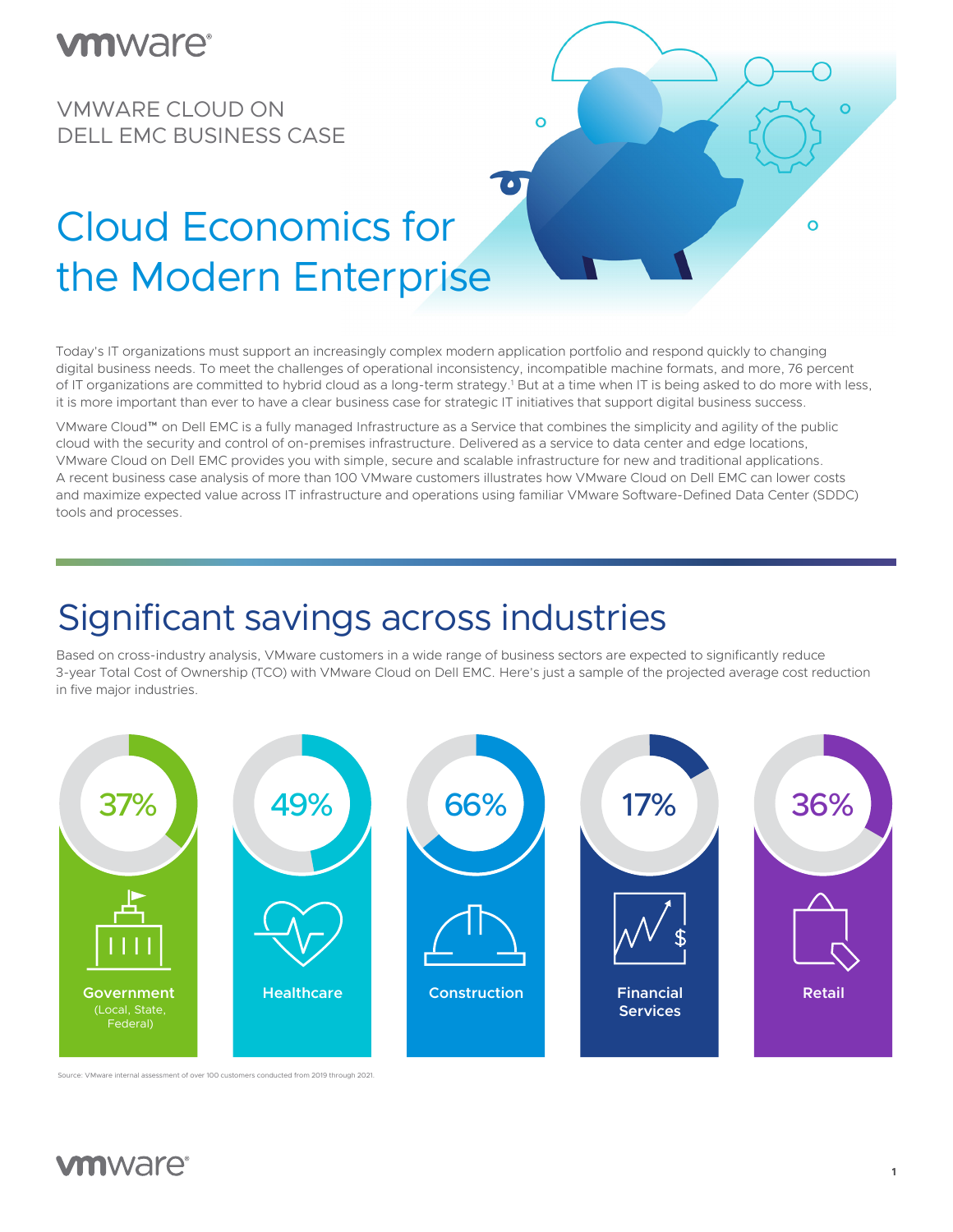VMWARE CLOUD ON DELL EMC BUSINESS CASE

# Cloud Economics for the Modern Enterprise

Today's IT organizations must support an increasingly complex modern application portfolio and respond quickly to changing digital business needs. To meet the challenges of operational inconsistency, incompatible machine formats, and more, 76 percent of IT organizations are committed to hybrid cloud as a long-term strategy.[1] But at a time when IT is being asked to do more with less, it is more important than ever to have a clear business case for strategic IT initiatives that support digital business success.

VMware Cloud™ on Dell EMC is a fully managed Infrastructure as a Service that combines the simplicity and agility of the public cloud with the security and control of on-premises infrastructure. Delivered as a service to data center and edge locations, VMware Cloud on Dell EMC provides you with simple, secure and scalable infrastructure for new and traditional applications. A recent business case analysis of more than 100 VMware customers illustrates how VMware Cloud on Dell EMC can lower costs and maximize expected value across IT infrastructure and operations using familiar VMware Software-Defined Data Center (SDDC) tools and processes.

## Significant savings across industries

Based on cross-industry analysis, VMware customers in a wide range of business sectors are expected to significantly reduce 3-year Total Cost of Ownership (TCO) with VMware Cloud on Dell EMC. Here's just a sample of the projected average cost reduction in five major industries.

| Industry | Projected average cost reduction |
|---|---|
| **Government** (Local, State, Federal) | 37% |
| **Healthcare** | 49% |
| **Construction** | 66% |
| **Financial Services** | 17% |
| **Retail** | 36% |

Source: VMware internal assessment of over 100 customers conducted from 2019 through 2021.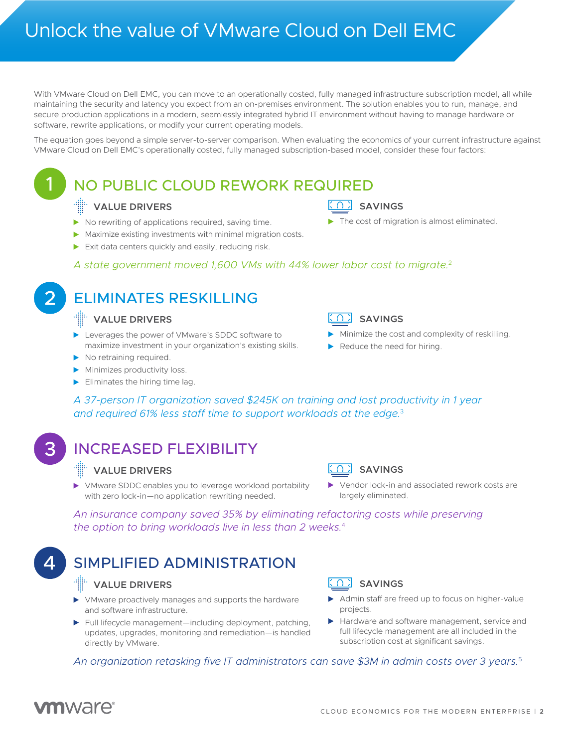# Unlock the value of VMware Cloud on Dell EMC

With VMware Cloud on Dell EMC, you can move to an operationally costed, fully managed infrastructure subscription model, all while maintaining the security and latency you expect from an on-premises environment. The solution enables you to run, manage, and secure production applications in a modern, seamlessly integrated hybrid IT environment without having to manage hardware or software, rewrite applications, or modify your current operating models.

The equation goes beyond a simple server-to-server comparison. When evaluating the economics of your current infrastructure against VMware Cloud on Dell EMC's operationally costed, fully managed subscription-based model, consider these four factors:

## 1 NO PUBLIC CLOUD REWORK REQUIRED

### VALUE DRIVERS

- No rewriting of applications required, saving time.
- Maximize existing investments with minimal migration costs.
- Exit data centers quickly and easily, reducing risk.

### SAVINGS

- The cost of migration is almost eliminated.

*A state government moved 1,600 VMs with 44% lower labor cost to migrate.*[2]

## 2 ELIMINATES RESKILLING

### VALUE DRIVERS

- Leverages the power of VMware's SDDC software to maximize investment in your organization's existing skills.
- No retraining required.
- Minimizes productivity loss.
- Eliminates the hiring time lag.

### SAVINGS

- Minimize the cost and complexity of reskilling.
- Reduce the need for hiring.

*A 37-person IT organization saved $245K on training and lost productivity in 1 year and required 61% less staff time to support workloads at the edge.*[3]

## 3 INCREASED FLEXIBILITY

### VALUE DRIVERS

- VMware SDDC enables you to leverage workload portability with zero lock-in—no application rewriting needed.

### SAVINGS

- Vendor lock-in and associated rework costs are largely eliminated.

*An insurance company saved 35% by eliminating refactoring costs while preserving the option to bring workloads live in less than 2 weeks.*[4]

## 4 SIMPLIFIED ADMINISTRATION

### VALUE DRIVERS

- VMware proactively manages and supports the hardware and software infrastructure.
- Full lifecycle management—including deployment, patching, updates, upgrades, monitoring and remediation—is handled directly by VMware.

### SAVINGS

- Admin staff are freed up to focus on higher-value projects.
- Hardware and software management, service and full lifecycle management are all included in the subscription cost at significant savings.

*An organization retasking five IT administrators can save $3M in admin costs over 3 years.*[5]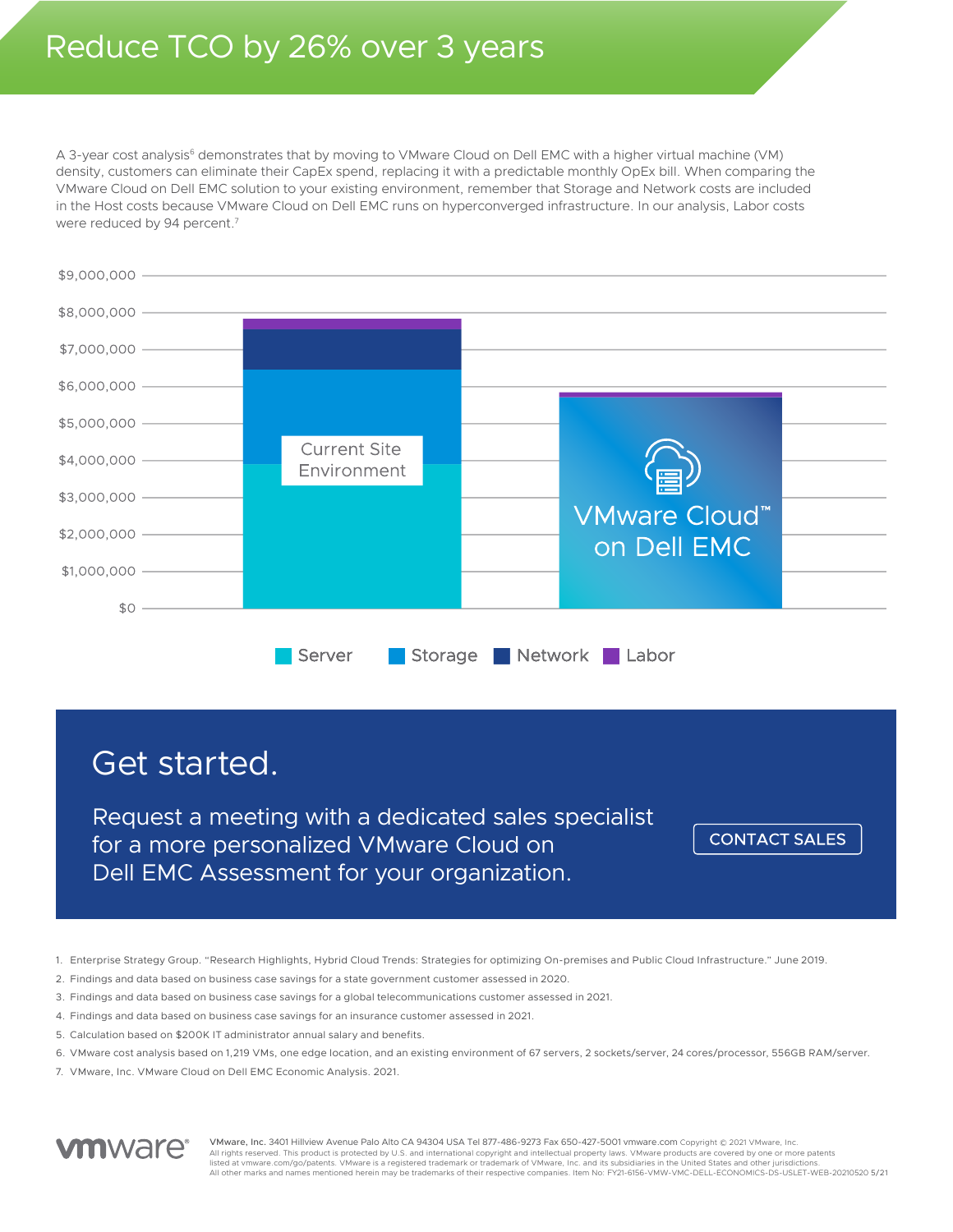# Reduce TCO by 26% over 3 years

A 3-year cost analysis[6] demonstrates that by moving to VMware Cloud on Dell EMC with a higher virtual machine (VM) density, customers can eliminate their CapEx spend, replacing it with a predictable monthly OpEx bill. When comparing the VMware Cloud on Dell EMC solution to your existing environment, remember that Storage and Network costs are included in the Host costs because VMware Cloud on Dell EMC runs on hyperconverged infrastructure. In our analysis, Labor costs were reduced by 94 percent.[7]

$9,000,000
$8,000,000
$7,000,000
$6,000,000
$5,000,000
$4,000,000
$3,000,000
$2,000,000
$1,000,000
$0

Current Site Environment

VMware Cloud™ on Dell EMC

Server
Storage
Network
Labor

## Get started.

Request a meeting with a dedicated sales specialist for a more personalized VMware Cloud on Dell EMC Assessment for your organization.

CONTACT SALES

1. Enterprise Strategy Group. "Research Highlights, Hybrid Cloud Trends: Strategies for optimizing On-premises and Public Cloud Infrastructure." June 2019.
2. Findings and data based on business case savings for a state government customer assessed in 2020.
3. Findings and data based on business case savings for a global telecommunications customer assessed in 2021.
4. Findings and data based on business case savings for an insurance customer assessed in 2021.
5. Calculation based on $200K IT administrator annual salary and benefits.
6. VMware cost analysis based on 1,219 VMs, one edge location, and an existing environment of 67 servers, 2 sockets/server, 24 cores/processor, 556GB RAM/server.
7. VMware, Inc. VMware Cloud on Dell EMC Economic Analysis. 2021.

vmware®

**VMware, Inc.** 3401 Hillview Avenue Palo Alto CA 94304 USA Tel 877-486-9273 Fax 650-427-5001 vmware.com Copyright © 2021 VMware, Inc. All rights reserved. This product is protected by U.S. and international copyright and intellectual property laws. VMware products are covered by one or more patents listed at vmware.com/go/patents. VMware is a registered trademark or trademark of VMware, Inc. and its subsidiaries in the United States and other jurisdictions. All other marks and names mentioned herein may be trademarks of their respective companies. Item No: FY21-6156-VMW-VMC-DELL-ECONOMICS-DS-USLET-WEB-20210520 5/21